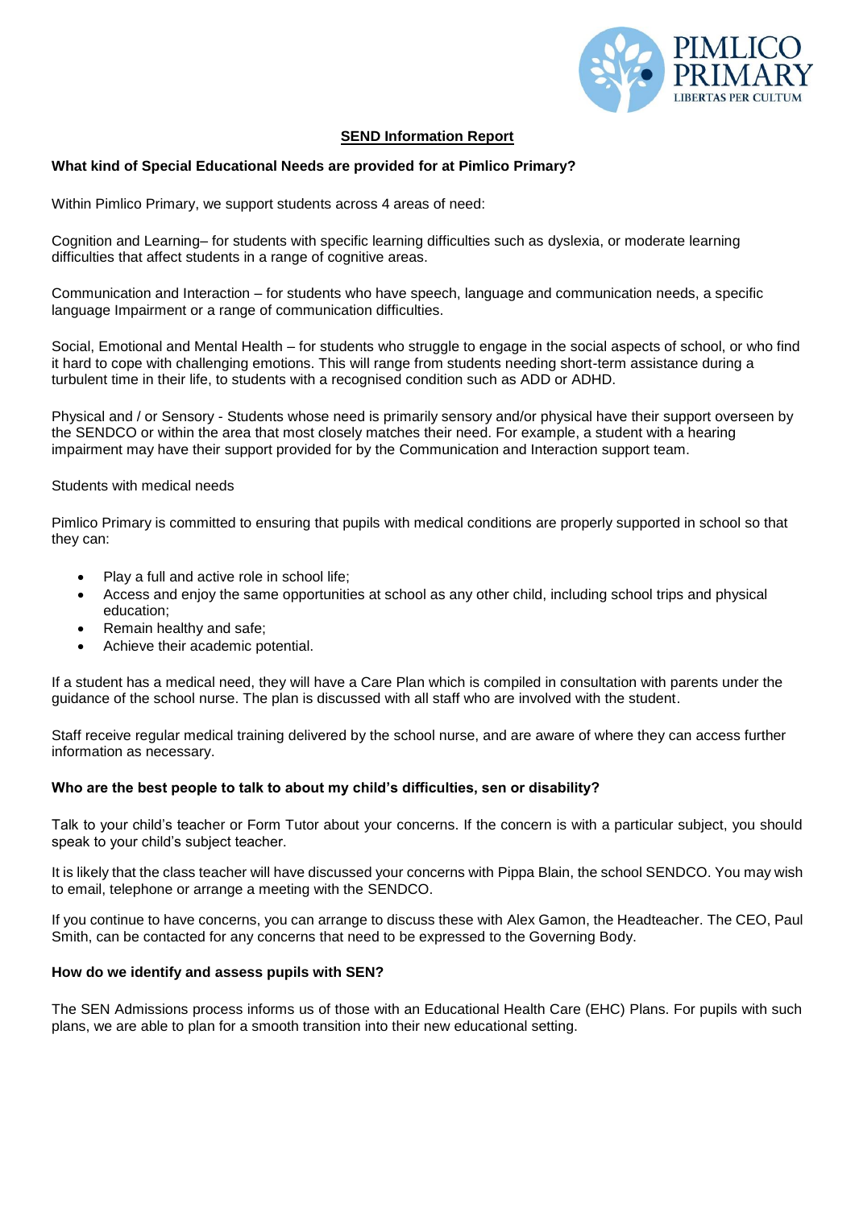## SEND Information Report

### What kind of Special Educational Needs are provided for at Pimlico Primary?

Within Pimlico Primary, we support students across 4 areas of need:

Cognition and Learning– for students with specific learning difficulties such as dyslexia, or moderate learning difficulties that affect students in a range of cognitive areas.

Communication and Interaction – for students who have speech, language and communication needs, a specific language Impairment or a range of communication difficulties.

Social, Emotional and Mental Health – for students who struggle to engage in the social aspects of school, or who find it hard to cope with challenging emotions. This will range from students needing short-term assistance during a turbulent time in their life, to students with a recognised condition such as ADD or ADHD.

Physical and / or Sensory - Students whose need is primarily sensory and/or physical have their support overseen by the SENDCO or within the area that most closely matches their need. For example, a student with a hearing impairment may have their support provided for by the Communication and Interaction support team.

Students with medical needs

Pimlico Primary is committed to ensuring that pupils with medical conditions are properly supported in school so that they can:

- Play a full and active role in school life;
- Access and enjoy the same opportunities at school as any other child, including school trips and physical education;
- Remain healthy and safe;
- Achieve their academic potential.

If a student has a medical need, they will have a Care Plan which is compiled in consultation with parents under the guidance of the school nurse. The plan is discussed with all staff who are involved with the student.

Staff receive regular medical training delivered by the school nurse, and are aware of where they can access further information as necessary.

### Who are the best people to talk to about my child's difficulties, sen or disability?

Talk to your child's teacher or Form Tutor about your concerns. If the concern is with a particular subject, you should speak to your child's subject teacher.

It is likely that the class teacher will have discussed your concerns with Pippa Blain, the school SENDCO. You may wish to email, telephone or arrange a meeting with the SENDCO.

If you continue to have concerns, you can arrange to discuss these with Alex Gamon, the Headteacher. The CEO, Paul Smith, can be contacted for any concerns that need to be expressed to the Governing Body.

### How do we identify and assess pupils with SEN?

The SEN Admissions process informs us of those with an Educational Health Care (EHC) Plans. For pupils with such plans, we are able to plan for a smooth transition into their new educational setting.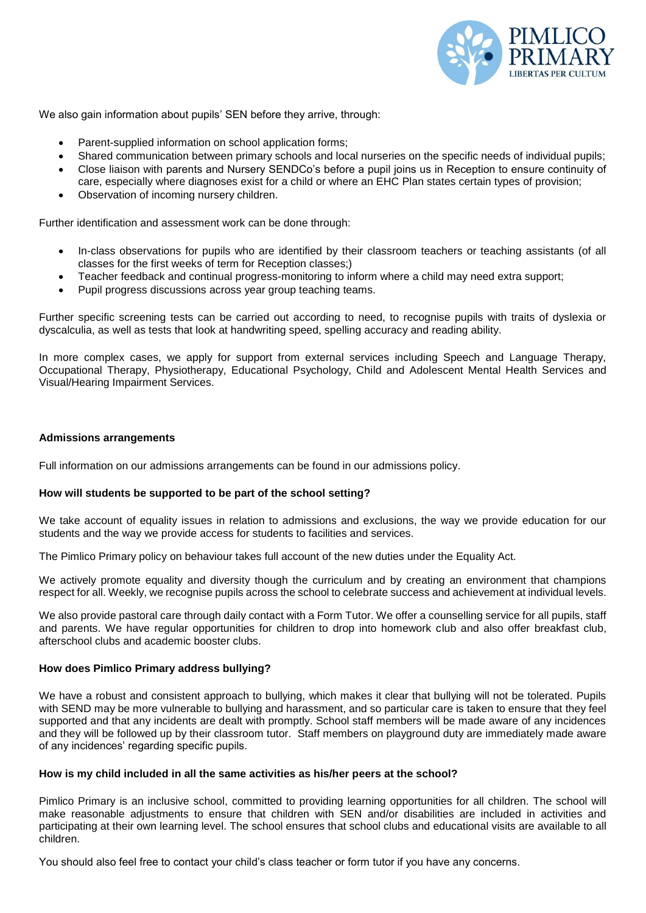We also gain information about pupils' SEN before they arrive, through:

- Parent-supplied information on school application forms;
- Shared communication between primary schools and local nurseries on the specific needs of individual pupils;
- Close liaison with parents and Nursery SENDCo's before a pupil joins us in Reception to ensure continuity of care, especially where diagnoses exist for a child or where an EHC Plan states certain types of provision;
- Observation of incoming nursery children.

Further identification and assessment work can be done through:

- In-class observations for pupils who are identified by their classroom teachers or teaching assistants (of all classes for the first weeks of term for Reception classes;)
- Teacher feedback and continual progress-monitoring to inform where a child may need extra support;
- Pupil progress discussions across year group teaching teams.

Further specific screening tests can be carried out according to need, to recognise pupils with traits of dyslexia or dyscalculia, as well as tests that look at handwriting speed, spelling accuracy and reading ability.

In more complex cases, we apply for support from external services including Speech and Language Therapy, Occupational Therapy, Physiotherapy, Educational Psychology, Child and Adolescent Mental Health Services and Visual/Hearing Impairment Services.

**Admissions arrangements**

Full information on our admissions arrangements can be found in our admissions policy.

**How will students be supported to be part of the school setting?**

We take account of equality issues in relation to admissions and exclusions, the way we provide education for our students and the way we provide access for students to facilities and services.

The Pimlico Primary policy on behaviour takes full account of the new duties under the Equality Act.

We actively promote equality and diversity though the curriculum and by creating an environment that champions respect for all. Weekly, we recognise pupils across the school to celebrate success and achievement at individual levels.

We also provide pastoral care through daily contact with a Form Tutor. We offer a counselling service for all pupils, staff and parents. We have regular opportunities for children to drop into homework club and also offer breakfast club, afterschool clubs and academic booster clubs.

**How does Pimlico Primary address bullying?**

We have a robust and consistent approach to bullying, which makes it clear that bullying will not be tolerated. Pupils with SEND may be more vulnerable to bullying and harassment, and so particular care is taken to ensure that they feel supported and that any incidents are dealt with promptly. School staff members will be made aware of any incidences and they will be followed up by their classroom tutor. Staff members on playground duty are immediately made aware of any incidences' regarding specific pupils.

**How is my child included in all the same activities as his/her peers at the school?**

Pimlico Primary is an inclusive school, committed to providing learning opportunities for all children. The school will make reasonable adjustments to ensure that children with SEN and/or disabilities are included in activities and participating at their own learning level. The school ensures that school clubs and educational visits are available to all children.

You should also feel free to contact your child's class teacher or form tutor if you have any concerns.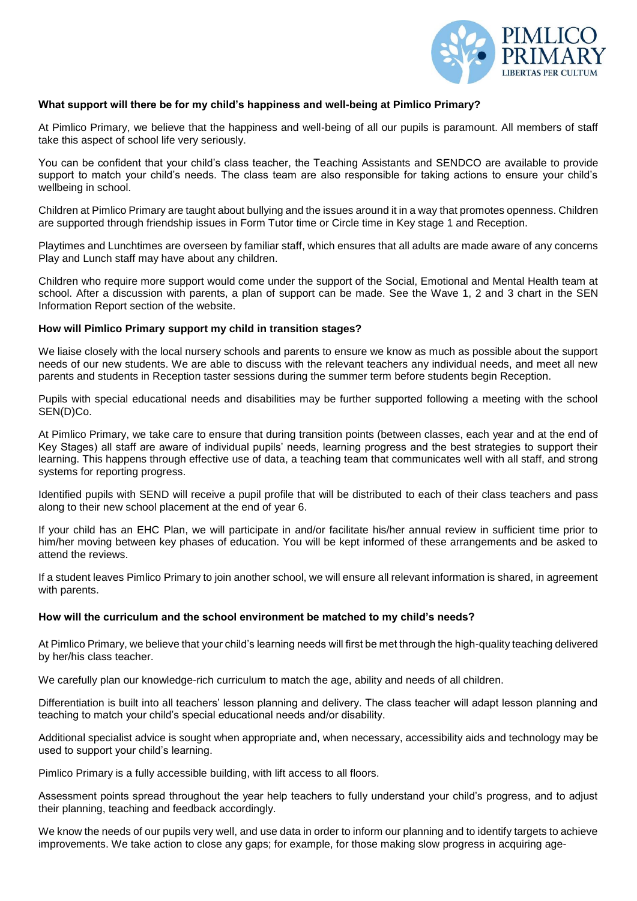**What support will there be for my child's happiness and well-being at Pimlico Primary?**

At Pimlico Primary, we believe that the happiness and well-being of all our pupils is paramount. All members of staff take this aspect of school life very seriously.

You can be confident that your child's class teacher, the Teaching Assistants and SENDCO are available to provide support to match your child's needs. The class team are also responsible for taking actions to ensure your child's wellbeing in school.

Children at Pimlico Primary are taught about bullying and the issues around it in a way that promotes openness. Children are supported through friendship issues in Form Tutor time or Circle time in Key stage 1 and Reception.

Playtimes and Lunchtimes are overseen by familiar staff, which ensures that all adults are made aware of any concerns Play and Lunch staff may have about any children.

Children who require more support would come under the support of the Social, Emotional and Mental Health team at school. After a discussion with parents, a plan of support can be made. See the Wave 1, 2 and 3 chart in the SEN Information Report section of the website.

**How will Pimlico Primary support my child in transition stages?**

We liaise closely with the local nursery schools and parents to ensure we know as much as possible about the support needs of our new students. We are able to discuss with the relevant teachers any individual needs, and meet all new parents and students in Reception taster sessions during the summer term before students begin Reception.

Pupils with special educational needs and disabilities may be further supported following a meeting with the school SEN(D)Co.

At Pimlico Primary, we take care to ensure that during transition points (between classes, each year and at the end of Key Stages) all staff are aware of individual pupils' needs, learning progress and the best strategies to support their learning. This happens through effective use of data, a teaching team that communicates well with all staff, and strong systems for reporting progress.

Identified pupils with SEND will receive a pupil profile that will be distributed to each of their class teachers and pass along to their new school placement at the end of year 6.

If your child has an EHC Plan, we will participate in and/or facilitate his/her annual review in sufficient time prior to him/her moving between key phases of education. You will be kept informed of these arrangements and be asked to attend the reviews.

If a student leaves Pimlico Primary to join another school, we will ensure all relevant information is shared, in agreement with parents.

**How will the curriculum and the school environment be matched to my child's needs?**

At Pimlico Primary, we believe that your child's learning needs will first be met through the high-quality teaching delivered by her/his class teacher.

We carefully plan our knowledge-rich curriculum to match the age, ability and needs of all children.

Differentiation is built into all teachers' lesson planning and delivery. The class teacher will adapt lesson planning and teaching to match your child's special educational needs and/or disability.

Additional specialist advice is sought when appropriate and, when necessary, accessibility aids and technology may be used to support your child's learning.

Pimlico Primary is a fully accessible building, with lift access to all floors.

Assessment points spread throughout the year help teachers to fully understand your child's progress, and to adjust their planning, teaching and feedback accordingly.

We know the needs of our pupils very well, and use data in order to inform our planning and to identify targets to achieve improvements. We take action to close any gaps; for example, for those making slow progress in acquiring age-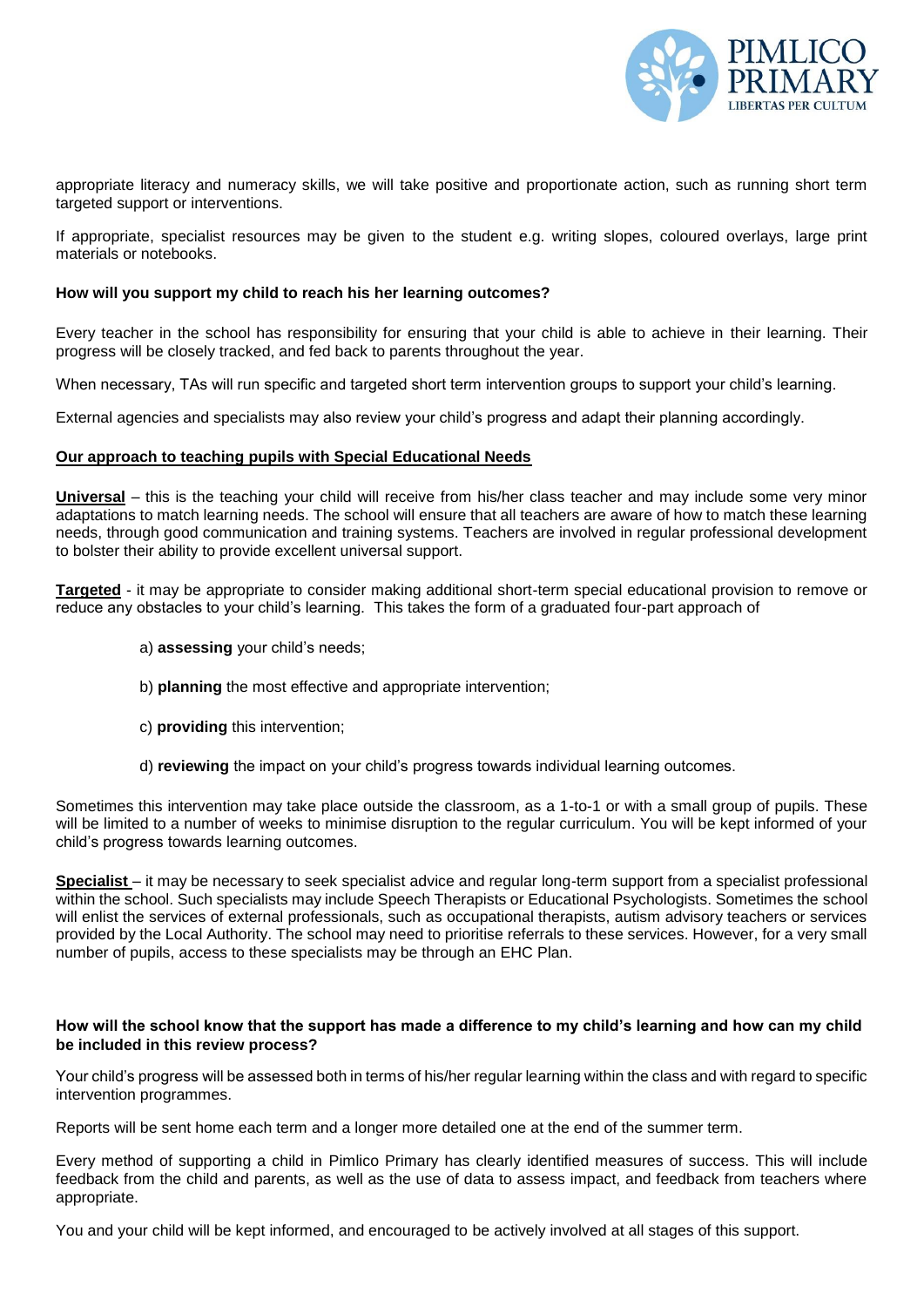appropriate literacy and numeracy skills, we will take positive and proportionate action, such as running short term targeted support or interventions.

If appropriate, specialist resources may be given to the student e.g. writing slopes, coloured overlays, large print materials or notebooks.

**How will you support my child to reach his her learning outcomes?**

Every teacher in the school has responsibility for ensuring that your child is able to achieve in their learning. Their progress will be closely tracked, and fed back to parents throughout the year.

When necessary, TAs will run specific and targeted short term intervention groups to support your child's learning.

External agencies and specialists may also review your child's progress and adapt their planning accordingly.

**Our approach to teaching pupils with Special Educational Needs**

**Universal** – this is the teaching your child will receive from his/her class teacher and may include some very minor adaptations to match learning needs. The school will ensure that all teachers are aware of how to match these learning needs, through good communication and training systems. Teachers are involved in regular professional development to bolster their ability to provide excellent universal support.

**Targeted** - it may be appropriate to consider making additional short-term special educational provision to remove or reduce any obstacles to your child's learning. This takes the form of a graduated four-part approach of

a) **assessing** your child's needs;

b) **planning** the most effective and appropriate intervention;

c) **providing** this intervention;

d) **reviewing** the impact on your child's progress towards individual learning outcomes.

Sometimes this intervention may take place outside the classroom, as a 1-to-1 or with a small group of pupils. These will be limited to a number of weeks to minimise disruption to the regular curriculum. You will be kept informed of your child's progress towards learning outcomes.

**Specialist** – it may be necessary to seek specialist advice and regular long-term support from a specialist professional within the school. Such specialists may include Speech Therapists or Educational Psychologists. Sometimes the school will enlist the services of external professionals, such as occupational therapists, autism advisory teachers or services provided by the Local Authority. The school may need to prioritise referrals to these services. However, for a very small number of pupils, access to these specialists may be through an EHC Plan.

**How will the school know that the support has made a difference to my child's learning and how can my child be included in this review process?**

Your child's progress will be assessed both in terms of his/her regular learning within the class and with regard to specific intervention programmes.

Reports will be sent home each term and a longer more detailed one at the end of the summer term.

Every method of supporting a child in Pimlico Primary has clearly identified measures of success. This will include feedback from the child and parents, as well as the use of data to assess impact, and feedback from teachers where appropriate.

You and your child will be kept informed, and encouraged to be actively involved at all stages of this support.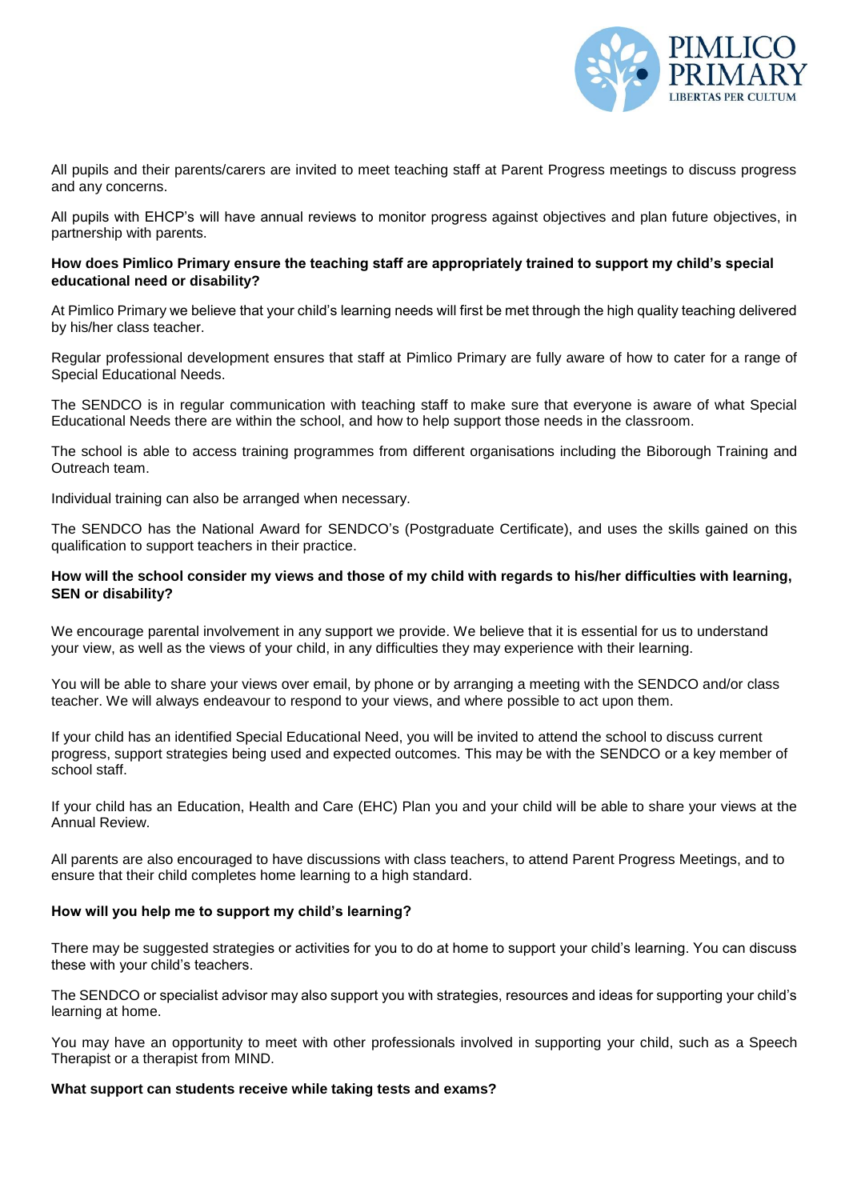All pupils and their parents/carers are invited to meet teaching staff at Parent Progress meetings to discuss progress and any concerns.

All pupils with EHCP's will have annual reviews to monitor progress against objectives and plan future objectives, in partnership with parents.

**How does Pimlico Primary ensure the teaching staff are appropriately trained to support my child's special educational need or disability?**

At Pimlico Primary we believe that your child's learning needs will first be met through the high quality teaching delivered by his/her class teacher.

Regular professional development ensures that staff at Pimlico Primary are fully aware of how to cater for a range of Special Educational Needs.

The SENDCO is in regular communication with teaching staff to make sure that everyone is aware of what Special Educational Needs there are within the school, and how to help support those needs in the classroom.

The school is able to access training programmes from different organisations including the Biborough Training and Outreach team.

Individual training can also be arranged when necessary.

The SENDCO has the National Award for SENDCO's (Postgraduate Certificate), and uses the skills gained on this qualification to support teachers in their practice.

**How will the school consider my views and those of my child with regards to his/her difficulties with learning, SEN or disability?**

We encourage parental involvement in any support we provide. We believe that it is essential for us to understand your view, as well as the views of your child, in any difficulties they may experience with their learning.

You will be able to share your views over email, by phone or by arranging a meeting with the SENDCO and/or class teacher. We will always endeavour to respond to your views, and where possible to act upon them.

If your child has an identified Special Educational Need, you will be invited to attend the school to discuss current progress, support strategies being used and expected outcomes. This may be with the SENDCO or a key member of school staff.

If your child has an Education, Health and Care (EHC) Plan you and your child will be able to share your views at the Annual Review.

All parents are also encouraged to have discussions with class teachers, to attend Parent Progress Meetings, and to ensure that their child completes home learning to a high standard.

**How will you help me to support my child's learning?**

There may be suggested strategies or activities for you to do at home to support your child's learning. You can discuss these with your child's teachers.

The SENDCO or specialist advisor may also support you with strategies, resources and ideas for supporting your child's learning at home.

You may have an opportunity to meet with other professionals involved in supporting your child, such as a Speech Therapist or a therapist from MIND.

**What support can students receive while taking tests and exams?**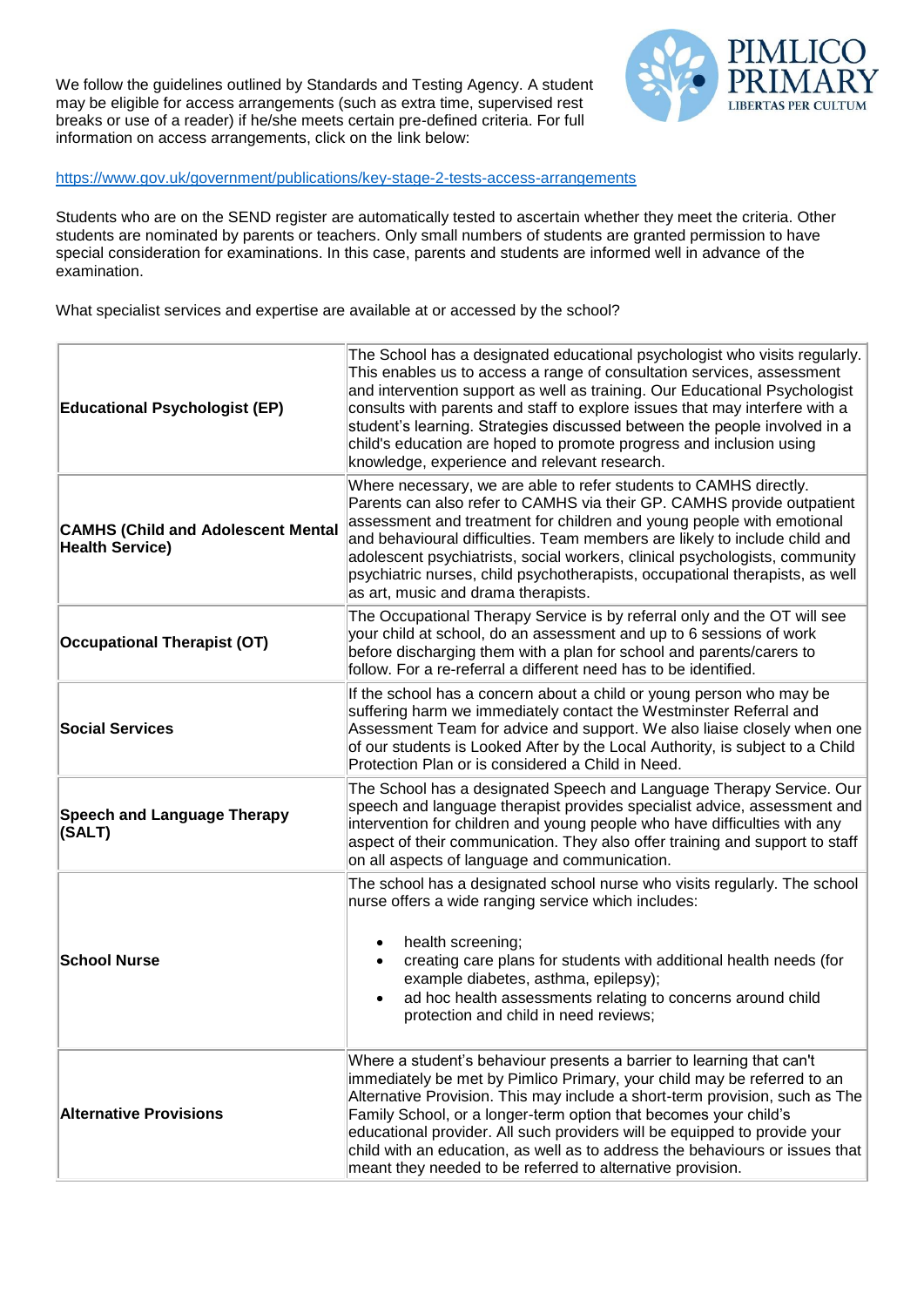We follow the guidelines outlined by Standards and Testing Agency. A student may be eligible for access arrangements (such as extra time, supervised rest breaks or use of a reader) if he/she meets certain pre-defined criteria. For full information on access arrangements, click on the link below:

https://www.gov.uk/government/publications/key-stage-2-tests-access-arrangements

Students who are on the SEND register are automatically tested to ascertain whether they meet the criteria. Other students are nominated by parents or teachers. Only small numbers of students are granted permission to have special consideration for examinations. In this case, parents and students are informed well in advance of the examination.

What specialist services and expertise are available at or accessed by the school?

| | |
|---|---|
| **Educational Psychologist (EP)** | The School has a designated educational psychologist who visits regularly. This enables us to access a range of consultation services, assessment and intervention support as well as training. Our Educational Psychologist consults with parents and staff to explore issues that may interfere with a student's learning. Strategies discussed between the people involved in a child's education are hoped to promote progress and inclusion using knowledge, experience and relevant research. |
| **CAMHS (Child and Adolescent Mental Health Service)** | Where necessary, we are able to refer students to CAMHS directly. Parents can also refer to CAMHS via their GP. CAMHS provide outpatient assessment and treatment for children and young people with emotional and behavioural difficulties. Team members are likely to include child and adolescent psychiatrists, social workers, clinical psychologists, community psychiatric nurses, child psychotherapists, occupational therapists, as well as art, music and drama therapists. |
| **Occupational Therapist (OT)** | The Occupational Therapy Service is by referral only and the OT will see your child at school, do an assessment and up to 6 sessions of work before discharging them with a plan for school and parents/carers to follow. For a re-referral a different need has to be identified. |
| **Social Services** | If the school has a concern about a child or young person who may be suffering harm we immediately contact the Westminster Referral and Assessment Team for advice and support. We also liaise closely when one of our students is Looked After by the Local Authority, is subject to a Child Protection Plan or is considered a Child in Need. |
| **Speech and Language Therapy (SALT)** | The School has a designated Speech and Language Therapy Service. Our speech and language therapist provides specialist advice, assessment and intervention for children and young people who have difficulties with any aspect of their communication. They also offer training and support to staff on all aspects of language and communication. |
| **School Nurse** | The school has a designated school nurse who visits regularly. The school nurse offers a wide ranging service which includes:<br>• health screening;<br>• creating care plans for students with additional health needs (for example diabetes, asthma, epilepsy);<br>• ad hoc health assessments relating to concerns around child protection and child in need reviews; |
| **Alternative Provisions** | Where a student's behaviour presents a barrier to learning that can't immediately be met by Pimlico Primary, your child may be referred to an Alternative Provision. This may include a short-term provision, such as The Family School, or a longer-term option that becomes your child's educational provider. All such providers will be equipped to provide your child with an education, as well as to address the behaviours or issues that meant they needed to be referred to alternative provision. |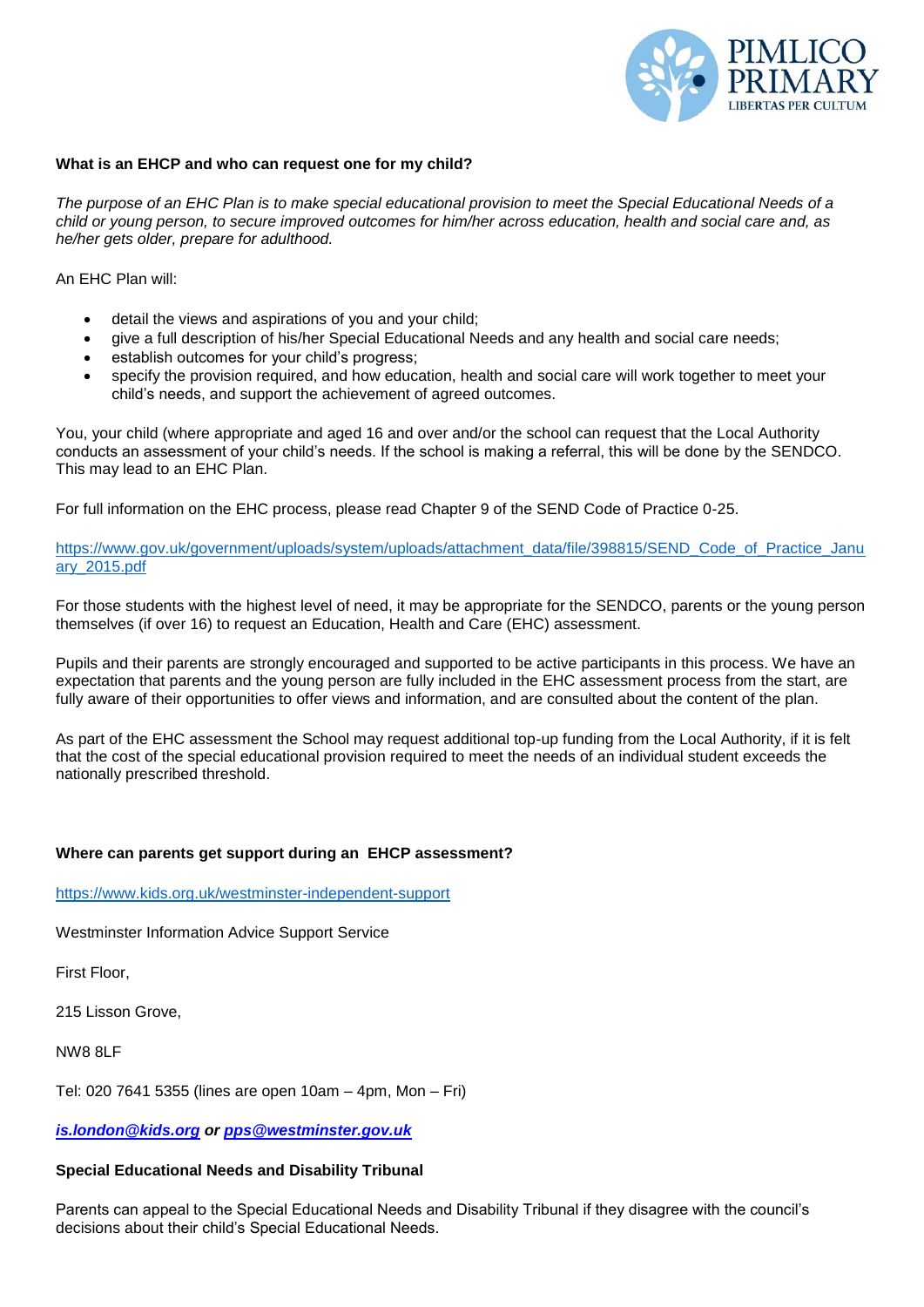**What is an EHCP and who can request one for my child?**

*The purpose of an EHC Plan is to make special educational provision to meet the Special Educational Needs of a child or young person, to secure improved outcomes for him/her across education, health and social care and, as he/her gets older, prepare for adulthood.*

An EHC Plan will:

- detail the views and aspirations of you and your child;
- give a full description of his/her Special Educational Needs and any health and social care needs;
- establish outcomes for your child's progress;
- specify the provision required, and how education, health and social care will work together to meet your child's needs, and support the achievement of agreed outcomes.

You, your child (where appropriate and aged 16 and over and/or the school can request that the Local Authority conducts an assessment of your child's needs. If the school is making a referral, this will be done by the SENDCO. This may lead to an EHC Plan.

For full information on the EHC process, please read Chapter 9 of the SEND Code of Practice 0-25.

https://www.gov.uk/government/uploads/system/uploads/attachment_data/file/398815/SEND_Code_of_Practice_January_2015.pdf

For those students with the highest level of need, it may be appropriate for the SENDCO, parents or the young person themselves (if over 16) to request an Education, Health and Care (EHC) assessment.

Pupils and their parents are strongly encouraged and supported to be active participants in this process. We have an expectation that parents and the young person are fully included in the EHC assessment process from the start, are fully aware of their opportunities to offer views and information, and are consulted about the content of the plan.

As part of the EHC assessment the School may request additional top-up funding from the Local Authority, if it is felt that the cost of the special educational provision required to meet the needs of an individual student exceeds the nationally prescribed threshold.

**Where can parents get support during an EHCP assessment?**

https://www.kids.org.uk/westminster-independent-support

Westminster Information Advice Support Service

First Floor,

215 Lisson Grove,

NW8 8LF

Tel: 020 7641 5355 (lines are open 10am – 4pm, Mon – Fri)

***is.london@kids.org or pps@westminster.gov.uk***

**Special Educational Needs and Disability Tribunal**

Parents can appeal to the Special Educational Needs and Disability Tribunal if they disagree with the council's decisions about their child's Special Educational Needs.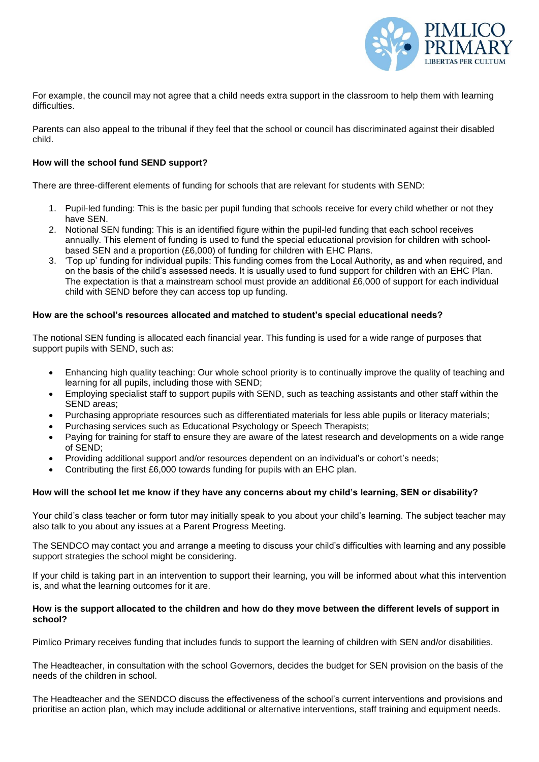For example, the council may not agree that a child needs extra support in the classroom to help them with learning difficulties.

Parents can also appeal to the tribunal if they feel that the school or council has discriminated against their disabled child.

**How will the school fund SEND support?**

There are three-different elements of funding for schools that are relevant for students with SEND:

1. Pupil-led funding: This is the basic per pupil funding that schools receive for every child whether or not they have SEN.
2. Notional SEN funding: This is an identified figure within the pupil-led funding that each school receives annually. This element of funding is used to fund the special educational provision for children with school-based SEN and a proportion (£6,000) of funding for children with EHC Plans.
3. 'Top up' funding for individual pupils: This funding comes from the Local Authority, as and when required, and on the basis of the child's assessed needs. It is usually used to fund support for children with an EHC Plan. The expectation is that a mainstream school must provide an additional £6,000 of support for each individual child with SEND before they can access top up funding.

**How are the school's resources allocated and matched to student's special educational needs?**

The notional SEN funding is allocated each financial year. This funding is used for a wide range of purposes that support pupils with SEND, such as:

- Enhancing high quality teaching: Our whole school priority is to continually improve the quality of teaching and learning for all pupils, including those with SEND;
- Employing specialist staff to support pupils with SEND, such as teaching assistants and other staff within the SEND areas;
- Purchasing appropriate resources such as differentiated materials for less able pupils or literacy materials;
- Purchasing services such as Educational Psychology or Speech Therapists;
- Paying for training for staff to ensure they are aware of the latest research and developments on a wide range of SEND;
- Providing additional support and/or resources dependent on an individual's or cohort's needs;
- Contributing the first £6,000 towards funding for pupils with an EHC plan.

**How will the school let me know if they have any concerns about my child's learning, SEN or disability?**

Your child's class teacher or form tutor may initially speak to you about your child's learning. The subject teacher may also talk to you about any issues at a Parent Progress Meeting.

The SENDCO may contact you and arrange a meeting to discuss your child's difficulties with learning and any possible support strategies the school might be considering.

If your child is taking part in an intervention to support their learning, you will be informed about what this intervention is, and what the learning outcomes for it are.

**How is the support allocated to the children and how do they move between the different levels of support in school?**

Pimlico Primary receives funding that includes funds to support the learning of children with SEN and/or disabilities.

The Headteacher, in consultation with the school Governors, decides the budget for SEN provision on the basis of the needs of the children in school.

The Headteacher and the SENDCO discuss the effectiveness of the school's current interventions and provisions and prioritise an action plan, which may include additional or alternative interventions, staff training and equipment needs.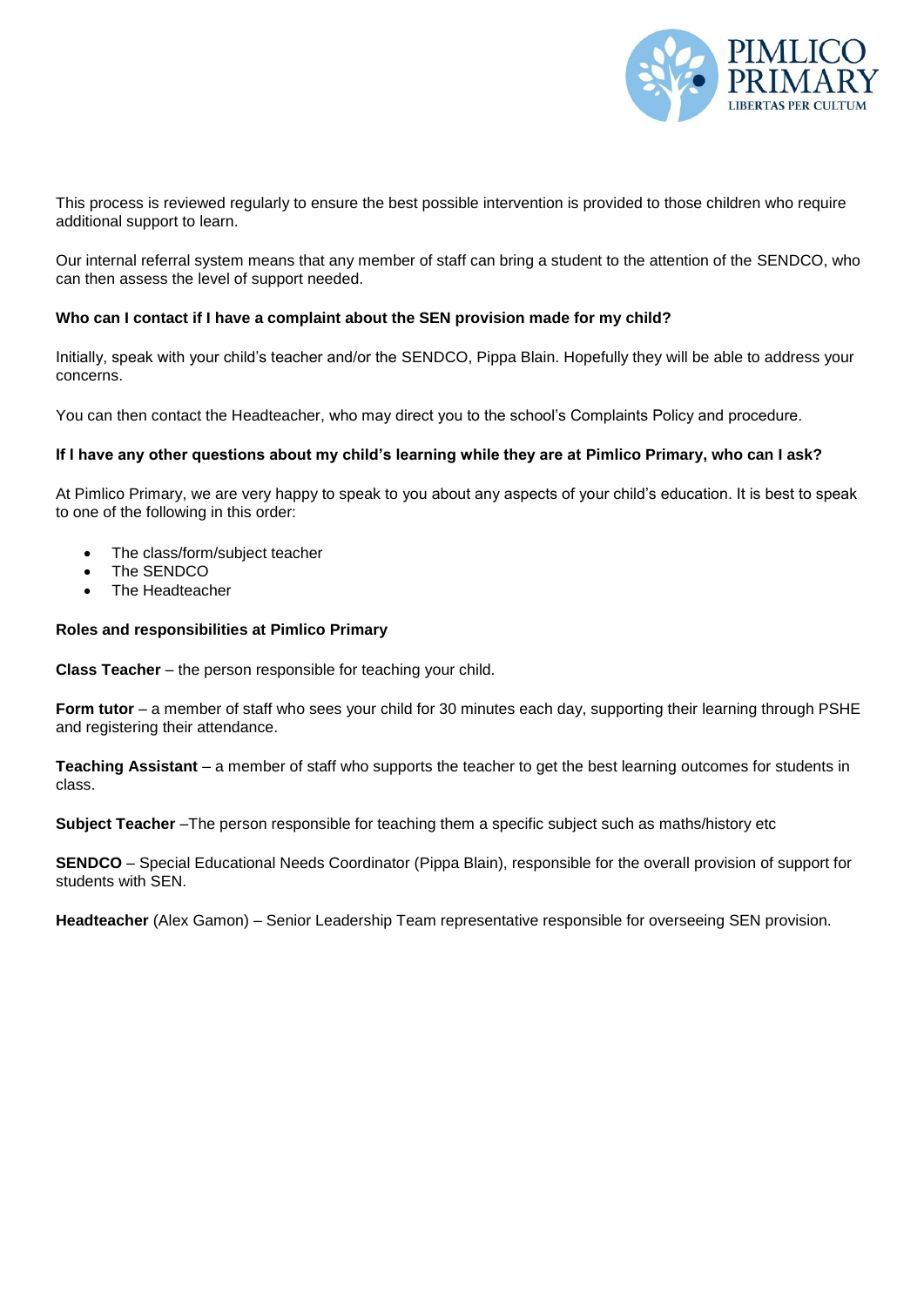This process is reviewed regularly to ensure the best possible intervention is provided to those children who require additional support to learn.

Our internal referral system means that any member of staff can bring a student to the attention of the SENDCO, who can then assess the level of support needed.

**Who can I contact if I have a complaint about the SEN provision made for my child?**

Initially, speak with your child's teacher and/or the SENDCO, Pippa Blain. Hopefully they will be able to address your concerns.

You can then contact the Headteacher, who may direct you to the school's Complaints Policy and procedure.

**If I have any other questions about my child's learning while they are at Pimlico Primary, who can I ask?**

At Pimlico Primary, we are very happy to speak to you about any aspects of your child's education. It is best to speak to one of the following in this order:

- The class/form/subject teacher
- The SENDCO
- The Headteacher

**Roles and responsibilities at Pimlico Primary**

**Class Teacher** – the person responsible for teaching your child.

**Form tutor** – a member of staff who sees your child for 30 minutes each day, supporting their learning through PSHE and registering their attendance.

**Teaching Assistant** – a member of staff who supports the teacher to get the best learning outcomes for students in class.

**Subject Teacher** –The person responsible for teaching them a specific subject such as maths/history etc

**SENDCO** – Special Educational Needs Coordinator (Pippa Blain), responsible for the overall provision of support for students with SEN.

**Headteacher** (Alex Gamon) – Senior Leadership Team representative responsible for overseeing SEN provision.